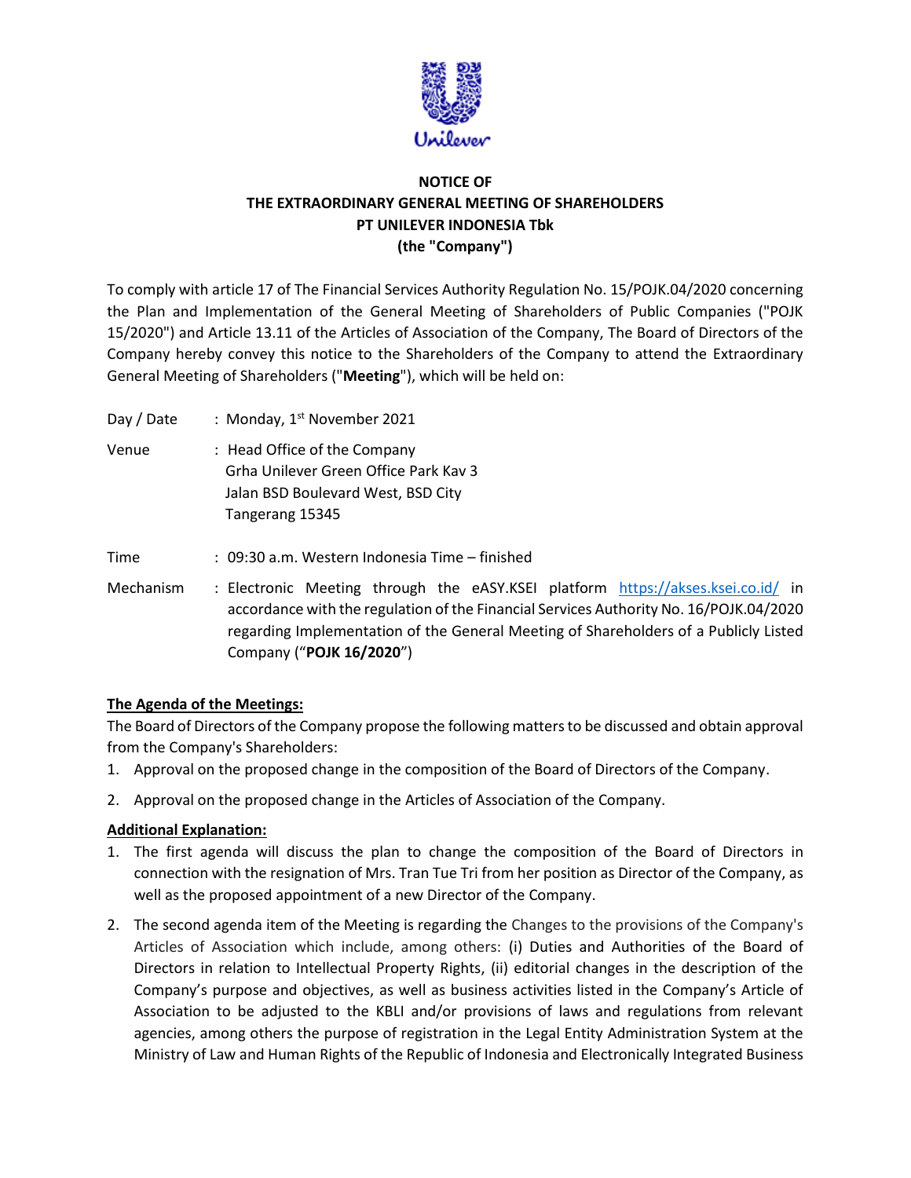# NOTICE OF
# THE EXTRAORDINARY GENERAL MEETING OF SHAREHOLDERS
# PT UNILEVER INDONESIA Tbk
# (the "Company")

To comply with article 17 of The Financial Services Authority Regulation No. 15/POJK.04/2020 concerning the Plan and Implementation of the General Meeting of Shareholders of Public Companies ("POJK 15/2020") and Article 13.11 of the Articles of Association of the Company, The Board of Directors of the Company hereby convey this notice to the Shareholders of the Company to attend the Extraordinary General Meeting of Shareholders ("**Meeting**"), which will be held on:

Day / Date : Monday, 1st November 2021

Venue : Head Office of the Company
Grha Unilever Green Office Park Kav 3
Jalan BSD Boulevard West, BSD City
Tangerang 15345

Time : 09:30 a.m. Western Indonesia Time – finished

Mechanism : Electronic Meeting through the eASY.KSEI platform https://akses.ksei.co.id/ in accordance with the regulation of the Financial Services Authority No. 16/POJK.04/2020 regarding Implementation of the General Meeting of Shareholders of a Publicly Listed Company ("**POJK 16/2020**")

**The Agenda of the Meetings:**

The Board of Directors of the Company propose the following matters to be discussed and obtain approval from the Company's Shareholders:

1. Approval on the proposed change in the composition of the Board of Directors of the Company.
2. Approval on the proposed change in the Articles of Association of the Company.

**Additional Explanation:**

1. The first agenda will discuss the plan to change the composition of the Board of Directors in connection with the resignation of Mrs. Tran Tue Tri from her position as Director of the Company, as well as the proposed appointment of a new Director of the Company.
2. The second agenda item of the Meeting is regarding the Changes to the provisions of the Company's Articles of Association which include, among others: (i) Duties and Authorities of the Board of Directors in relation to Intellectual Property Rights, (ii) editorial changes in the description of the Company's purpose and objectives, as well as business activities listed in the Company's Article of Association to be adjusted to the KBLI and/or provisions of laws and regulations from relevant agencies, among others the purpose of registration in the Legal Entity Administration System at the Ministry of Law and Human Rights of the Republic of Indonesia and Electronically Integrated Business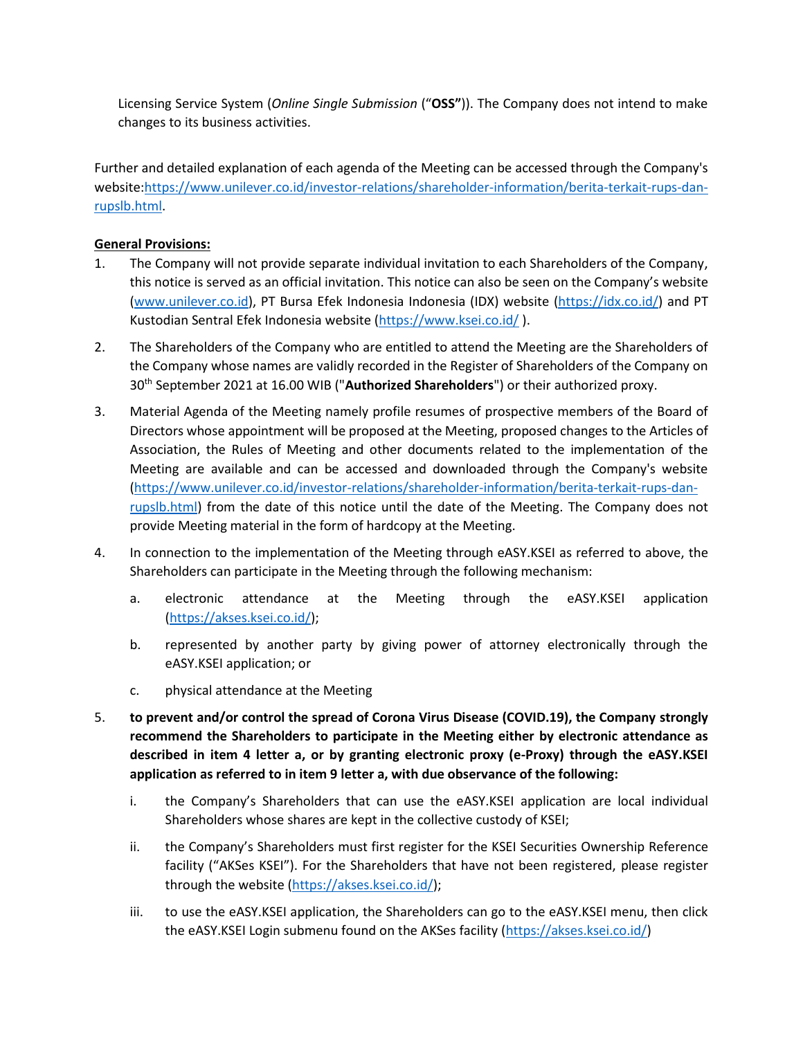Licensing Service System (*Online Single Submission* ("**OSS"**)). The Company does not intend to make changes to its business activities.

Further and detailed explanation of each agenda of the Meeting can be accessed through the Company's website:[https://www.unilever.co.id/investor-relations/shareholder-information/berita-terkait-rups-dan-rupslb.html](https://www.unilever.co.id/investor-relations/shareholder-information/berita-terkait-rups-dan-rupslb.html).

**General Provisions:**

1. The Company will not provide separate individual invitation to each Shareholders of the Company, this notice is served as an official invitation. This notice can also be seen on the Company's website ([www.unilever.co.id](www.unilever.co.id)), PT Bursa Efek Indonesia Indonesia (IDX) website ([https://idx.co.id/](https://idx.co.id/)) and PT Kustodian Sentral Efek Indonesia website ([https://www.ksei.co.id/](https://www.ksei.co.id/) ).

2. The Shareholders of the Company who are entitled to attend the Meeting are the Shareholders of the Company whose names are validly recorded in the Register of Shareholders of the Company on 30th September 2021 at 16.00 WIB ("**Authorized Shareholders**") or their authorized proxy.

3. Material Agenda of the Meeting namely profile resumes of prospective members of the Board of Directors whose appointment will be proposed at the Meeting, proposed changes to the Articles of Association, the Rules of Meeting and other documents related to the implementation of the Meeting are available and can be accessed and downloaded through the Company's website ([https://www.unilever.co.id/investor-relations/shareholder-information/berita-terkait-rups-dan-rupslb.html](https://www.unilever.co.id/investor-relations/shareholder-information/berita-terkait-rups-dan-rupslb.html)) from the date of this notice until the date of the Meeting. The Company does not provide Meeting material in the form of hardcopy at the Meeting.

4. In connection to the implementation of the Meeting through eASY.KSEI as referred to above, the Shareholders can participate in the Meeting through the following mechanism:

   a. electronic attendance at the Meeting through the eASY.KSEI application ([https://akses.ksei.co.id/](https://akses.ksei.co.id/));

   b. represented by another party by giving power of attorney electronically through the eASY.KSEI application; or

   c. physical attendance at the Meeting

5. **to prevent and/or control the spread of Corona Virus Disease (COVID.19), the Company strongly recommend the Shareholders to participate in the Meeting either by electronic attendance as described in item 4 letter a, or by granting electronic proxy (e-Proxy) through the eASY.KSEI application as referred to in item 9 letter a, with due observance of the following:**

   i. the Company's Shareholders that can use the eASY.KSEI application are local individual Shareholders whose shares are kept in the collective custody of KSEI;

   ii. the Company's Shareholders must first register for the KSEI Securities Ownership Reference facility ("AKSes KSEI"). For the Shareholders that have not been registered, please register through the website ([https://akses.ksei.co.id/](https://akses.ksei.co.id/));

   iii. to use the eASY.KSEI application, the Shareholders can go to the eASY.KSEI menu, then click the eASY.KSEI Login submenu found on the AKSes facility ([https://akses.ksei.co.id/](https://akses.ksei.co.id/))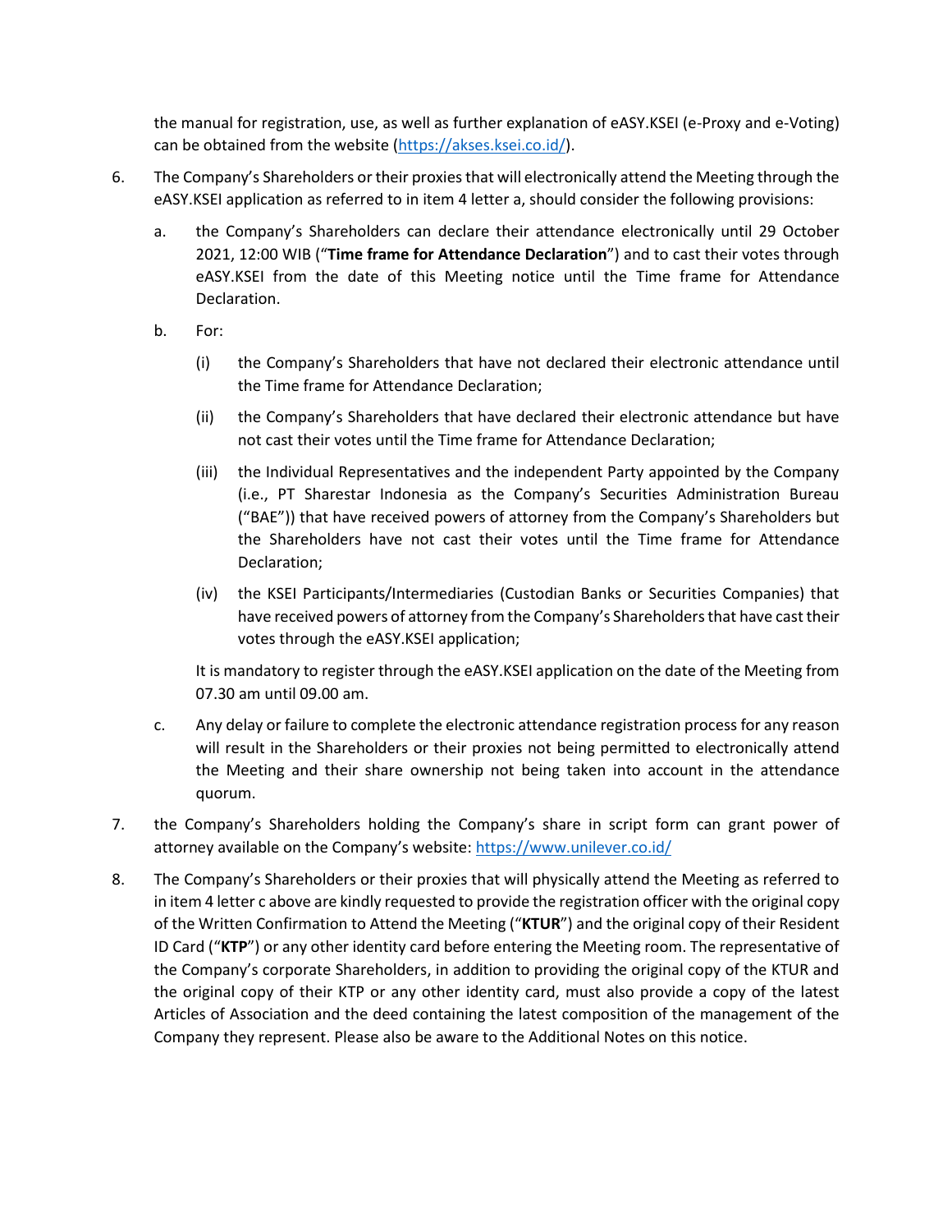the manual for registration, use, as well as further explanation of eASY.KSEI (e-Proxy and e-Voting) can be obtained from the website (https://akses.ksei.co.id/).

6. The Company's Shareholders or their proxies that will electronically attend the Meeting through the eASY.KSEI application as referred to in item 4 letter a, should consider the following provisions:

   a. the Company's Shareholders can declare their attendance electronically until 29 October 2021, 12:00 WIB ("**Time frame for Attendance Declaration**") and to cast their votes through eASY.KSEI from the date of this Meeting notice until the Time frame for Attendance Declaration.

   b. For:

      (i) the Company's Shareholders that have not declared their electronic attendance until the Time frame for Attendance Declaration;

      (ii) the Company's Shareholders that have declared their electronic attendance but have not cast their votes until the Time frame for Attendance Declaration;

      (iii) the Individual Representatives and the independent Party appointed by the Company (i.e., PT Sharestar Indonesia as the Company's Securities Administration Bureau ("BAE")) that have received powers of attorney from the Company's Shareholders but the Shareholders have not cast their votes until the Time frame for Attendance Declaration;

      (iv) the KSEI Participants/Intermediaries (Custodian Banks or Securities Companies) that have received powers of attorney from the Company's Shareholders that have cast their votes through the eASY.KSEI application;

      It is mandatory to register through the eASY.KSEI application on the date of the Meeting from 07.30 am until 09.00 am.

   c. Any delay or failure to complete the electronic attendance registration process for any reason will result in the Shareholders or their proxies not being permitted to electronically attend the Meeting and their share ownership not being taken into account in the attendance quorum.

7. the Company's Shareholders holding the Company's share in script form can grant power of attorney available on the Company's website: https://www.unilever.co.id/

8. The Company's Shareholders or their proxies that will physically attend the Meeting as referred to in item 4 letter c above are kindly requested to provide the registration officer with the original copy of the Written Confirmation to Attend the Meeting ("**KTUR**") and the original copy of their Resident ID Card ("**KTP**") or any other identity card before entering the Meeting room. The representative of the Company's corporate Shareholders, in addition to providing the original copy of the KTUR and the original copy of their KTP or any other identity card, must also provide a copy of the latest Articles of Association and the deed containing the latest composition of the management of the Company they represent. Please also be aware to the Additional Notes on this notice.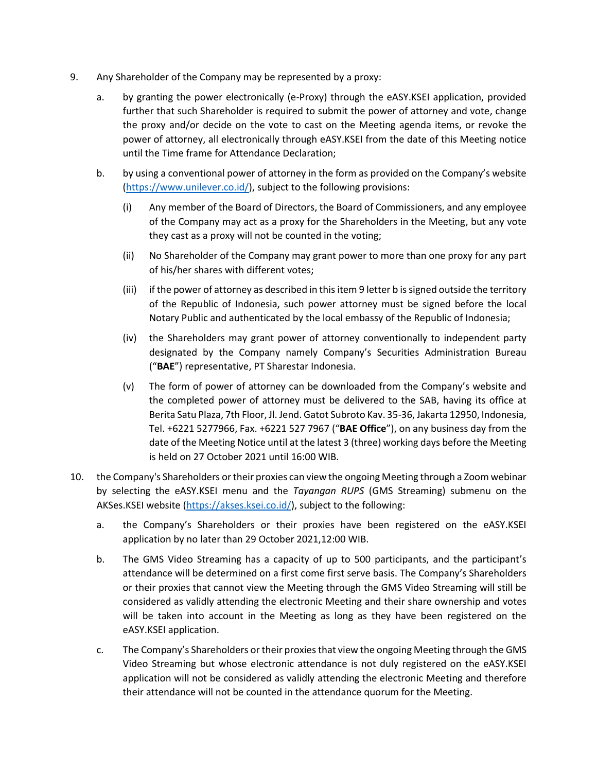9. Any Shareholder of the Company may be represented by a proxy:

   a. by granting the power electronically (e-Proxy) through the eASY.KSEI application, provided further that such Shareholder is required to submit the power of attorney and vote, change the proxy and/or decide on the vote to cast on the Meeting agenda items, or revoke the power of attorney, all electronically through eASY.KSEI from the date of this Meeting notice until the Time frame for Attendance Declaration;

   b. by using a conventional power of attorney in the form as provided on the Company's website (https://www.unilever.co.id/), subject to the following provisions:

      (i) Any member of the Board of Directors, the Board of Commissioners, and any employee of the Company may act as a proxy for the Shareholders in the Meeting, but any vote they cast as a proxy will not be counted in the voting;

      (ii) No Shareholder of the Company may grant power to more than one proxy for any part of his/her shares with different votes;

      (iii) if the power of attorney as described in this item 9 letter b is signed outside the territory of the Republic of Indonesia, such power attorney must be signed before the local Notary Public and authenticated by the local embassy of the Republic of Indonesia;

      (iv) the Shareholders may grant power of attorney conventionally to independent party designated by the Company namely Company's Securities Administration Bureau ("**BAE**") representative, PT Sharestar Indonesia.

      (v) The form of power of attorney can be downloaded from the Company's website and the completed power of attorney must be delivered to the SAB, having its office at Berita Satu Plaza, 7th Floor, Jl. Jend. Gatot Subroto Kav. 35-36, Jakarta 12950, Indonesia, Tel. +6221 5277966, Fax. +6221 527 7967 ("**BAE Office**"), on any business day from the date of the Meeting Notice until at the latest 3 (three) working days before the Meeting is held on 27 October 2021 until 16:00 WIB.

10. the Company's Shareholders or their proxies can view the ongoing Meeting through a Zoom webinar by selecting the eASY.KSEI menu and the *Tayangan RUPS* (GMS Streaming) submenu on the AKSes.KSEI website (https://akses.ksei.co.id/), subject to the following:

    a. the Company's Shareholders or their proxies have been registered on the eASY.KSEI application by no later than 29 October 2021,12:00 WIB.

    b. The GMS Video Streaming has a capacity of up to 500 participants, and the participant's attendance will be determined on a first come first serve basis. The Company's Shareholders or their proxies that cannot view the Meeting through the GMS Video Streaming will still be considered as validly attending the electronic Meeting and their share ownership and votes will be taken into account in the Meeting as long as they have been registered on the eASY.KSEI application.

    c. The Company's Shareholders or their proxies that view the ongoing Meeting through the GMS Video Streaming but whose electronic attendance is not duly registered on the eASY.KSEI application will not be considered as validly attending the electronic Meeting and therefore their attendance will not be counted in the attendance quorum for the Meeting.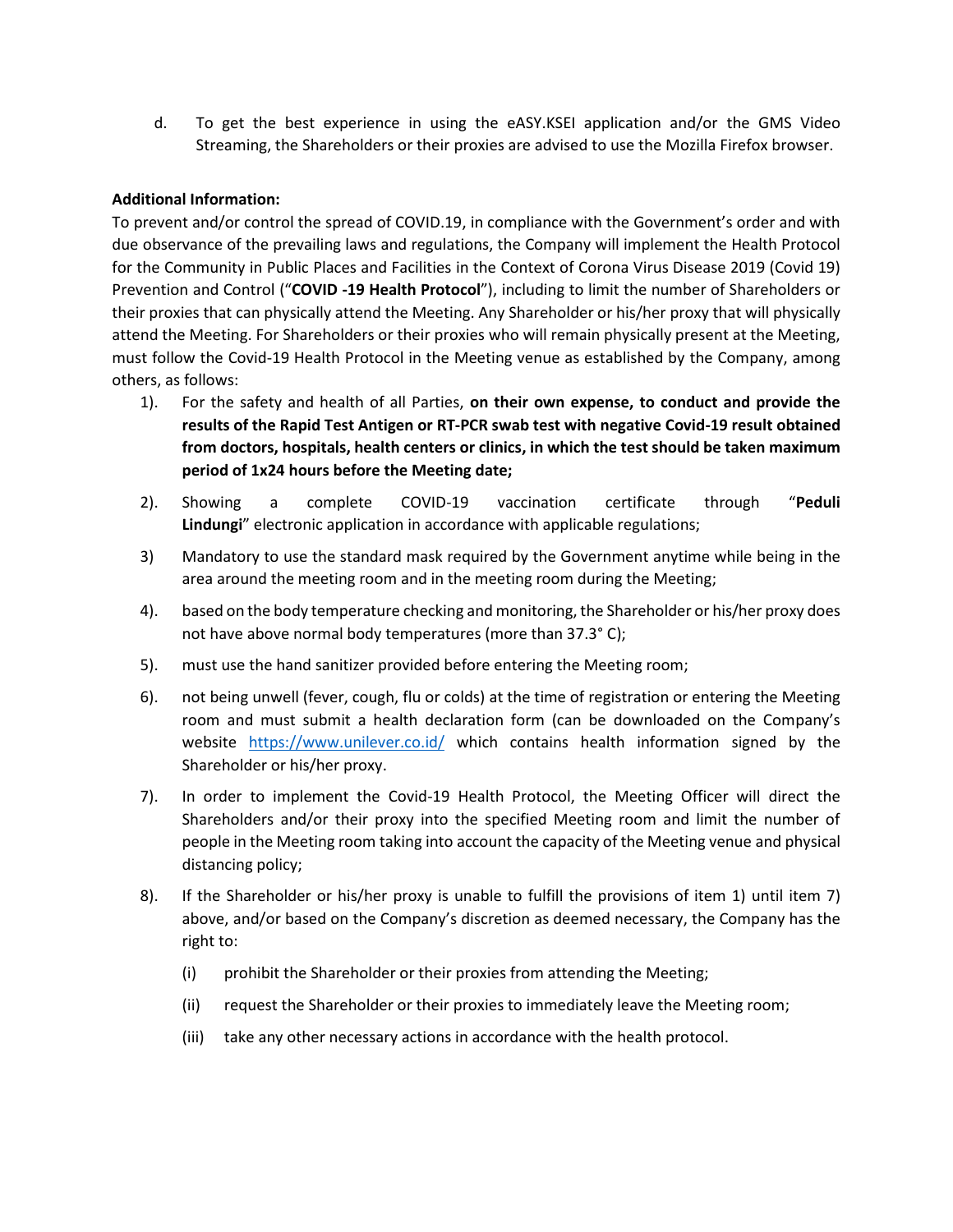d. To get the best experience in using the eASY.KSEI application and/or the GMS Video Streaming, the Shareholders or their proxies are advised to use the Mozilla Firefox browser.

**Additional Information:**

To prevent and/or control the spread of COVID.19, in compliance with the Government's order and with due observance of the prevailing laws and regulations, the Company will implement the Health Protocol for the Community in Public Places and Facilities in the Context of Corona Virus Disease 2019 (Covid 19) Prevention and Control ("**COVID -19 Health Protocol**"), including to limit the number of Shareholders or their proxies that can physically attend the Meeting. Any Shareholder or his/her proxy that will physically attend the Meeting. For Shareholders or their proxies who will remain physically present at the Meeting, must follow the Covid-19 Health Protocol in the Meeting venue as established by the Company, among others, as follows:

1). For the safety and health of all Parties, **on their own expense, to conduct and provide the results of the Rapid Test Antigen or RT-PCR swab test with negative Covid-19 result obtained from doctors, hospitals, health centers or clinics, in which the test should be taken maximum period of 1x24 hours before the Meeting date;**

2). Showing a complete COVID-19 vaccination certificate through "**Peduli Lindungi**" electronic application in accordance with applicable regulations;

3) Mandatory to use the standard mask required by the Government anytime while being in the area around the meeting room and in the meeting room during the Meeting;

4). based on the body temperature checking and monitoring, the Shareholder or his/her proxy does not have above normal body temperatures (more than 37.3° C);

5). must use the hand sanitizer provided before entering the Meeting room;

6). not being unwell (fever, cough, flu or colds) at the time of registration or entering the Meeting room and must submit a health declaration form (can be downloaded on the Company's website https://www.unilever.co.id/ which contains health information signed by the Shareholder or his/her proxy.

7). In order to implement the Covid-19 Health Protocol, the Meeting Officer will direct the Shareholders and/or their proxy into the specified Meeting room and limit the number of people in the Meeting room taking into account the capacity of the Meeting venue and physical distancing policy;

8). If the Shareholder or his/her proxy is unable to fulfill the provisions of item 1) until item 7) above, and/or based on the Company's discretion as deemed necessary, the Company has the right to:

   (i) prohibit the Shareholder or their proxies from attending the Meeting;

   (ii) request the Shareholder or their proxies to immediately leave the Meeting room;

   (iii) take any other necessary actions in accordance with the health protocol.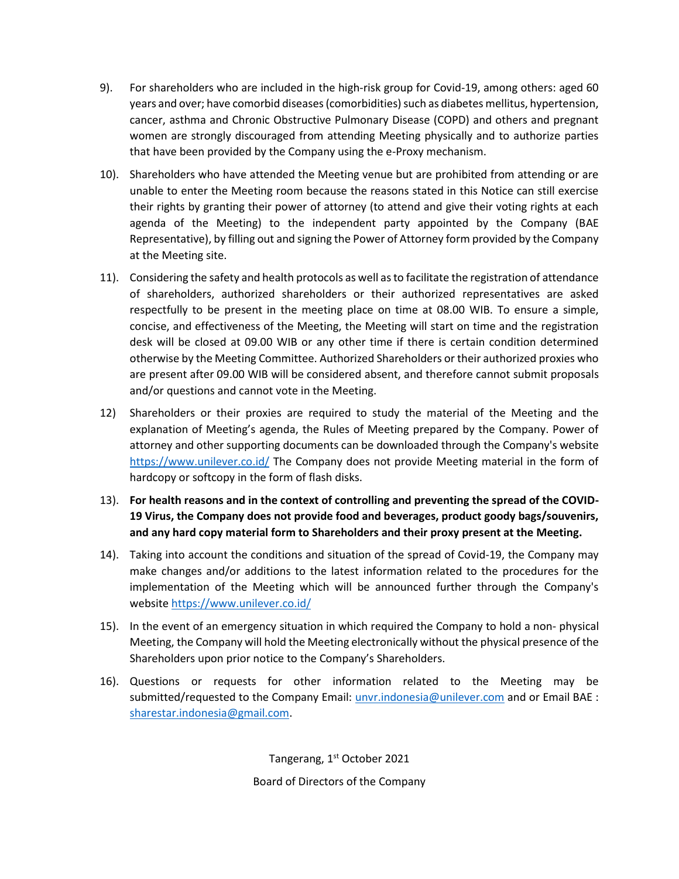9). For shareholders who are included in the high-risk group for Covid-19, among others: aged 60 years and over; have comorbid diseases (comorbidities) such as diabetes mellitus, hypertension, cancer, asthma and Chronic Obstructive Pulmonary Disease (COPD) and others and pregnant women are strongly discouraged from attending Meeting physically and to authorize parties that have been provided by the Company using the e-Proxy mechanism.

10). Shareholders who have attended the Meeting venue but are prohibited from attending or are unable to enter the Meeting room because the reasons stated in this Notice can still exercise their rights by granting their power of attorney (to attend and give their voting rights at each agenda of the Meeting) to the independent party appointed by the Company (BAE Representative), by filling out and signing the Power of Attorney form provided by the Company at the Meeting site.

11). Considering the safety and health protocols as well as to facilitate the registration of attendance of shareholders, authorized shareholders or their authorized representatives are asked respectfully to be present in the meeting place on time at 08.00 WIB. To ensure a simple, concise, and effectiveness of the Meeting, the Meeting will start on time and the registration desk will be closed at 09.00 WIB or any other time if there is certain condition determined otherwise by the Meeting Committee. Authorized Shareholders or their authorized proxies who are present after 09.00 WIB will be considered absent, and therefore cannot submit proposals and/or questions and cannot vote in the Meeting.

12) Shareholders or their proxies are required to study the material of the Meeting and the explanation of Meeting's agenda, the Rules of Meeting prepared by the Company. Power of attorney and other supporting documents can be downloaded through the Company's website https://www.unilever.co.id/ The Company does not provide Meeting material in the form of hardcopy or softcopy in the form of flash disks.

13). **For health reasons and in the context of controlling and preventing the spread of the COVID-19 Virus, the Company does not provide food and beverages, product goody bags/souvenirs, and any hard copy material form to Shareholders and their proxy present at the Meeting.**

14). Taking into account the conditions and situation of the spread of Covid-19, the Company may make changes and/or additions to the latest information related to the procedures for the implementation of the Meeting which will be announced further through the Company's website https://www.unilever.co.id/

15). In the event of an emergency situation in which required the Company to hold a non- physical Meeting, the Company will hold the Meeting electronically without the physical presence of the Shareholders upon prior notice to the Company's Shareholders.

16). Questions or requests for other information related to the Meeting may be submitted/requested to the Company Email: unvr.indonesia@unilever.com and or Email BAE : sharestar.indonesia@gmail.com.

Tangerang, 1st October 2021

Board of Directors of the Company